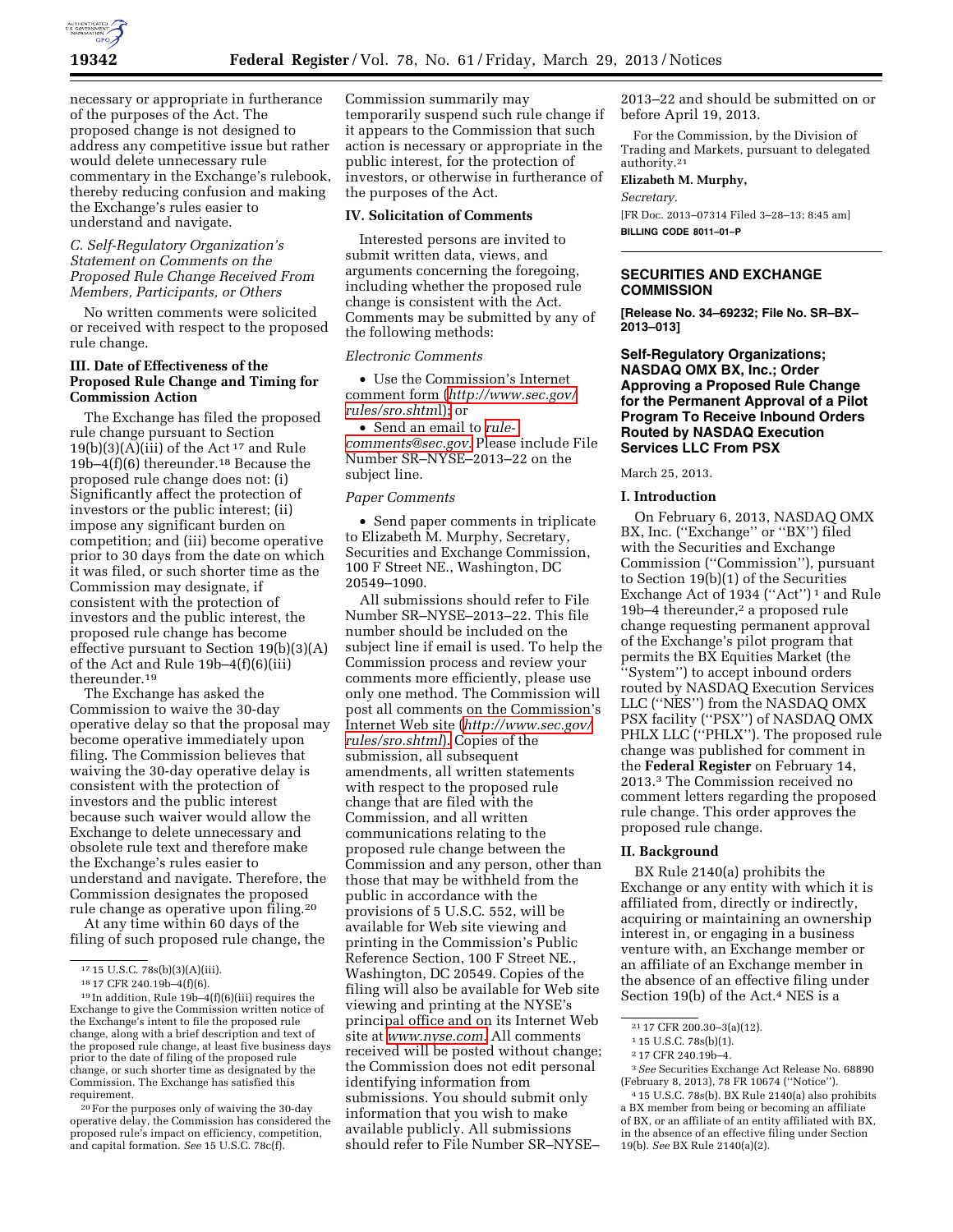necessary or appropriate in furtherance of the purposes of the Act. The proposed change is not designed to address any competitive issue but rather would delete unnecessary rule commentary in the Exchange's rulebook, thereby reducing confusion and making the Exchange's rules easier to understand and navigate.

*C. Self-Regulatory Organization's Statement on Comments on the Proposed Rule Change Received From Members, Participants, or Others*

No written comments were solicited or received with respect to the proposed rule change.

### III. Date of Effectiveness of the Proposed Rule Change and Timing for Commission Action

The Exchange has filed the proposed rule change pursuant to Section 19(b)(3)(A)(iii) of the Act [17] and Rule 19b–4(f)(6) thereunder.[18] Because the proposed rule change does not: (i) Significantly affect the protection of investors or the public interest; (ii) impose any significant burden on competition; and (iii) become operative prior to 30 days from the date on which it was filed, or such shorter time as the Commission may designate, if consistent with the protection of investors and the public interest, the proposed rule change has become effective pursuant to Section 19(b)(3)(A) of the Act and Rule 19b–4(f)(6)(iii) thereunder.[19]

The Exchange has asked the Commission to waive the 30-day operative delay so that the proposal may become operative immediately upon filing. The Commission believes that waiving the 30-day operative delay is consistent with the protection of investors and the public interest because such waiver would allow the Exchange to delete unnecessary and obsolete rule text and therefore make the Exchange's rules easier to understand and navigate. Therefore, the Commission designates the proposed rule change as operative upon filing.[20]

At any time within 60 days of the filing of such proposed rule change, the Commission summarily may temporarily suspend such rule change if it appears to the Commission that such action is necessary or appropriate in the public interest, for the protection of investors, or otherwise in furtherance of the purposes of the Act.

### IV. Solicitation of Comments

Interested persons are invited to submit written data, views, and arguments concerning the foregoing, including whether the proposed rule change is consistent with the Act. Comments may be submitted by any of the following methods:

*Electronic Comments*

- Use the Commission's Internet comment form (*http://www.sec.gov/rules/sro.shtml*); or
- Send an email to *rule-comments@sec.gov.* Please include File Number SR–NYSE–2013–22 on the subject line.

*Paper Comments*

- Send paper comments in triplicate to Elizabeth M. Murphy, Secretary, Securities and Exchange Commission, 100 F Street NE., Washington, DC 20549–1090.

All submissions should refer to File Number SR–NYSE–2013–22. This file number should be included on the subject line if email is used. To help the Commission process and review your comments more efficiently, please use only one method. The Commission will post all comments on the Commission's Internet Web site (*http://www.sec.gov/rules/sro.shtml*). Copies of the submission, all subsequent amendments, all written statements with respect to the proposed rule change that are filed with the Commission, and all written communications relating to the proposed rule change between the Commission and any person, other than those that may be withheld from the public in accordance with the provisions of 5 U.S.C. 552, will be available for Web site viewing and printing in the Commission's Public Reference Section, 100 F Street NE., Washington, DC 20549. Copies of the filing will also be available for Web site viewing and printing at the NYSE's principal office and on its Internet Web site at *www.nyse.com.* All comments received will be posted without change; the Commission does not edit personal identifying information from submissions. You should submit only information that you wish to make available publicly. All submissions should refer to File Number SR–NYSE–2013–22 and should be submitted on or before April 19, 2013.

For the Commission, by the Division of Trading and Markets, pursuant to delegated authority.[21]

**Elizabeth M. Murphy,**

*Secretary.*

[FR Doc. 2013–07314 Filed 3–28–13; 8:45 am]

**BILLING CODE 8011–01–P**

---

## SECURITIES AND EXCHANGE COMMISSION

**[Release No. 34–69232; File No. SR–BX–2013–013]**

## Self-Regulatory Organizations; NASDAQ OMX BX, Inc.; Order Approving a Proposed Rule Change for the Permanent Approval of a Pilot Program To Receive Inbound Orders Routed by NASDAQ Execution Services LLC From PSX

March 25, 2013.

### I. Introduction

On February 6, 2013, NASDAQ OMX BX, Inc. (''Exchange'' or ''BX'') filed with the Securities and Exchange Commission (''Commission''), pursuant to Section 19(b)(1) of the Securities Exchange Act of 1934 (''Act'') [1] and Rule 19b–4 thereunder,[2] a proposed rule change requesting permanent approval of the Exchange's pilot program that permits the BX Equities Market (the ''System'') to accept inbound orders routed by NASDAQ Execution Services LLC (''NES'') from the NASDAQ OMX PSX facility (''PSX'') of NASDAQ OMX PHLX LLC (''PHLX''). The proposed rule change was published for comment in the **Federal Register** on February 14, 2013.[3] The Commission received no comment letters regarding the proposed rule change. This order approves the proposed rule change.

### II. Background

BX Rule 2140(a) prohibits the Exchange or any entity with which it is affiliated from, directly or indirectly, acquiring or maintaining an ownership interest in, or engaging in a business venture with, an Exchange member or an affiliate of an Exchange member in the absence of an effective filing under Section 19(b) of the Act.[4] NES is a

---

[17] 15 U.S.C. 78s(b)(3)(A)(iii).

[18] 17 CFR 240.19b–4(f)(6).

[19] In addition, Rule 19b–4(f)(6)(iii) requires the Exchange to give the Commission written notice of the Exchange's intent to file the proposed rule change, along with a brief description and text of the proposed rule change, at least five business days prior to the date of filing of the proposed rule change, or such shorter time as designated by the Commission. The Exchange has satisfied this requirement.

[20] For the purposes only of waiving the 30-day operative delay, the Commission has considered the proposed rule's impact on efficiency, competition, and capital formation. *See* 15 U.S.C. 78c(f).

[21] 17 CFR 200.30–3(a)(12).

[1] 15 U.S.C. 78s(b)(1).

[2] 17 CFR 240.19b–4.

[3] *See* Securities Exchange Act Release No. 68890 (February 8, 2013), 78 FR 10674 (''Notice'').

[4] 15 U.S.C. 78s(b). BX Rule 2140(a) also prohibits a BX member from being or becoming an affiliate of BX, or an affiliate of an entity affiliated with BX, in the absence of an effective filing under Section 19(b). *See* BX Rule 2140(a)(2).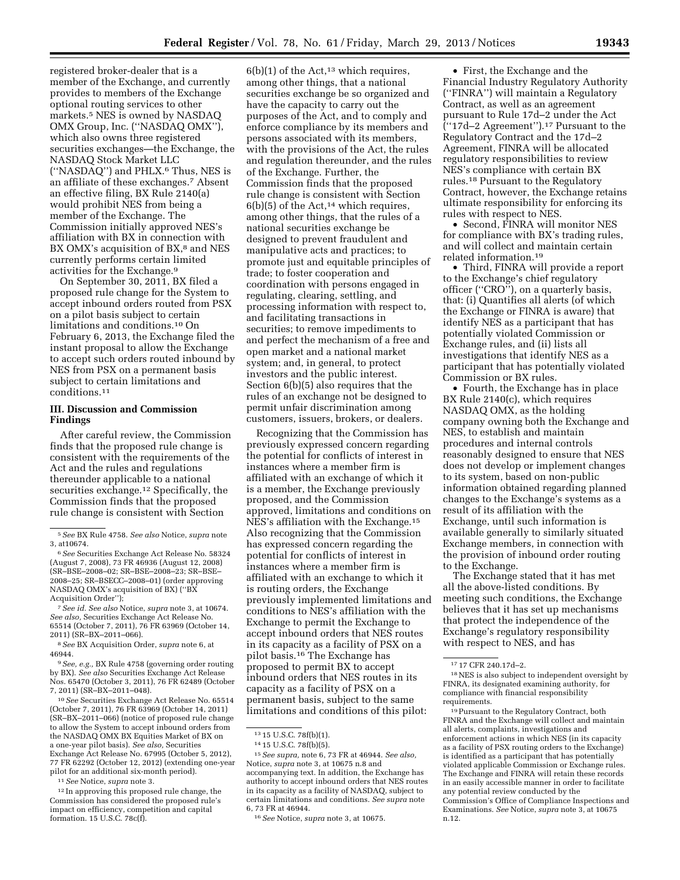registered broker-dealer that is a member of the Exchange, and currently provides to members of the Exchange optional routing services to other markets.[5] NES is owned by NASDAQ OMX Group, Inc. (''NASDAQ OMX''), which also owns three registered securities exchanges—the Exchange, the NASDAQ Stock Market LLC (''NASDAQ'') and PHLX.[6] Thus, NES is an affiliate of these exchanges.[7] Absent an effective filing, BX Rule 2140(a) would prohibit NES from being a member of the Exchange. The Commission initially approved NES's affiliation with BX in connection with BX OMX's acquisition of BX,[8] and NES currently performs certain limited activities for the Exchange.[9]

On September 30, 2011, BX filed a proposed rule change for the System to accept inbound orders routed from PSX on a pilot basis subject to certain limitations and conditions.[10] On February 6, 2013, the Exchange filed the instant proposal to allow the Exchange to accept such orders routed inbound by NES from PSX on a permanent basis subject to certain limitations and conditions.[11]

### III. Discussion and Commission Findings

After careful review, the Commission finds that the proposed rule change is consistent with the requirements of the Act and the rules and regulations thereunder applicable to a national securities exchange.[12] Specifically, the Commission finds that the proposed rule change is consistent with Section 6(b)(1) of the Act,[13] which requires, among other things, that a national securities exchange be so organized and have the capacity to carry out the purposes of the Act, and to comply and enforce compliance by its members and persons associated with its members, with the provisions of the Act, the rules and regulation thereunder, and the rules of the Exchange. Further, the Commission finds that the proposed rule change is consistent with Section 6(b)(5) of the Act,[14] which requires, among other things, that the rules of a national securities exchange be designed to prevent fraudulent and manipulative acts and practices; to promote just and equitable principles of trade; to foster cooperation and coordination with persons engaged in regulating, clearing, settling, and processing information with respect to, and facilitating transactions in securities; to remove impediments to and perfect the mechanism of a free and open market and a national market system; and, in general, to protect investors and the public interest. Section 6(b)(5) also requires that the rules of an exchange not be designed to permit unfair discrimination among customers, issuers, brokers, or dealers.

Recognizing that the Commission has previously expressed concern regarding the potential for conflicts of interest in instances where a member firm is affiliated with an exchange of which it is a member, the Exchange previously proposed, and the Commission approved, limitations and conditions on NES's affiliation with the Exchange.[15] Also recognizing that the Commission has expressed concern regarding the potential for conflicts of interest in instances where a member firm is affiliated with an exchange to which it is routing orders, the Exchange previously implemented limitations and conditions to NES's affiliation with the Exchange to permit the Exchange to accept inbound orders that NES routes in its capacity as a facility of PSX on a pilot basis.[16] The Exchange has proposed to permit BX to accept inbound orders that NES routes in its capacity as a facility of PSX on a permanent basis, subject to the same limitations and conditions of this pilot:

- First, the Exchange and the Financial Industry Regulatory Authority (''FINRA'') will maintain a Regulatory Contract, as well as an agreement pursuant to Rule 17d–2 under the Act (''17d–2 Agreement'').[17] Pursuant to the Regulatory Contract and the 17d–2 Agreement, FINRA will be allocated regulatory responsibilities to review NES's compliance with certain BX rules.[18] Pursuant to the Regulatory Contract, however, the Exchange retains ultimate responsibility for enforcing its rules with respect to NES.
- Second, FINRA will monitor NES for compliance with BX's trading rules, and will collect and maintain certain related information.[19]
- Third, FINRA will provide a report to the Exchange's chief regulatory officer (''CRO''), on a quarterly basis, that: (i) Quantifies all alerts (of which the Exchange or FINRA is aware) that identify NES as a participant that has potentially violated Commission or Exchange rules, and (ii) lists all investigations that identify NES as a participant that has potentially violated Commission or BX rules.
- Fourth, the Exchange has in place BX Rule 2140(c), which requires NASDAQ OMX, as the holding company owning both the Exchange and NES, to establish and maintain procedures and internal controls reasonably designed to ensure that NES does not develop or implement changes to its system, based on non-public information obtained regarding planned changes to the Exchange's systems as a result of its affiliation with the Exchange, until such information is available generally to similarly situated Exchange members, in connection with the provision of inbound order routing to the Exchange.

The Exchange stated that it has met all the above-listed conditions. By meeting such conditions, the Exchange believes that it has set up mechanisms that protect the independence of the Exchange's regulatory responsibility with respect to NES, and has

---

[5] *See* BX Rule 4758. *See also* Notice, *supra* note 3, at10674.

[6] *See* Securities Exchange Act Release No. 58324 (August 7, 2008), 73 FR 46936 (August 12, 2008) (SR–BSE–2008–02; SR–BSE–2008–23; SR–BSE–2008–25; SR–BSECC–2008–01) (order approving NASDAQ OMX's acquisition of BX) (''BX Acquisition Order'');

[7] *See id. See also* Notice, *supra* note 3, at 10674. *See also,* Securities Exchange Act Release No. 65514 (October 7, 2011), 76 FR 63969 (October 14, 2011) (SR–BX–2011–066).

[8] *See* BX Acquisition Order, *supra* note 6, at 46944.

[9] *See, e.g.,* BX Rule 4758 (governing order routing by BX). *See also* Securities Exchange Act Release Nos. 65470 (October 3, 2011), 76 FR 62489 (October 7, 2011) (SR–BX–2011–048).

[10] *See* Securities Exchange Act Release No. 65514 (October 7, 2011), 76 FR 63969 (October 14, 2011) (SR–BX–2011–066) (notice of proposed rule change to allow the System to accept inbound orders from the NASDAQ OMX BX Equities Market of BX on a one-year pilot basis). *See also,* Securities Exchange Act Release No. 67995 (October 5, 2012), 77 FR 62292 (October 12, 2012) (extending one-year pilot for an additional six-month period).

[11] *See* Notice, *supra* note 3.

[12] In approving this proposed rule change, the Commission has considered the proposed rule's impact on efficiency, competition and capital formation. 15 U.S.C. 78c(f).

[13] 15 U.S.C. 78f(b)(1).

[14] 15 U.S.C. 78f(b)(5).

[15] *See supra,* note 6, 73 FR at 46944. *See also,* Notice, *supra* note 3, at 10675 n.8 and accompanying text. In addition, the Exchange has authority to accept inbound orders that NES routes in its capacity as a facility of NASDAQ, subject to certain limitations and conditions. *See supra* note 6, 73 FR at 46944.

[16] *See* Notice, *supra* note 3, at 10675.

[17] 17 CFR 240.17d–2.

[18] NES is also subject to independent oversight by FINRA, its designated examining authority, for compliance with financial responsibility requirements.

[19] Pursuant to the Regulatory Contract, both FINRA and the Exchange will collect and maintain all alerts, complaints, investigations and enforcement actions in which NES (in its capacity as a facility of PSX routing orders to the Exchange) is identified as a participant that has potentially violated applicable Commission or Exchange rules. The Exchange and FINRA will retain these records in an easily accessible manner in order to facilitate any potential review conducted by the Commission's Office of Compliance Inspections and Examinations. *See* Notice, *supra* note 3, at 10675 n.12.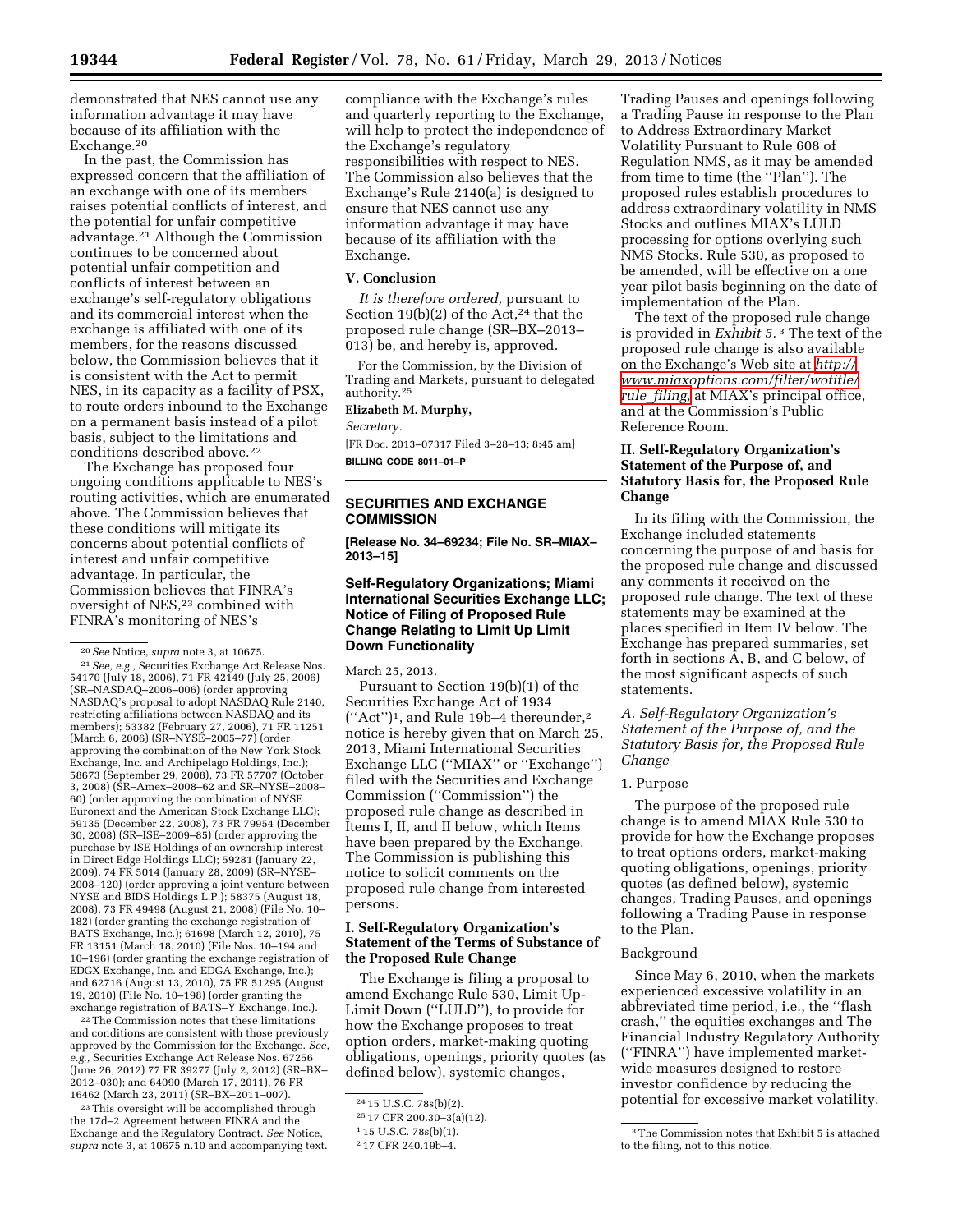demonstrated that NES cannot use any information advantage it may have because of its affiliation with the Exchange.[20]

In the past, the Commission has expressed concern that the affiliation of an exchange with one of its members raises potential conflicts of interest, and the potential for unfair competitive advantage.[21] Although the Commission continues to be concerned about potential unfair competition and conflicts of interest between an exchange's self-regulatory obligations and its commercial interest when the exchange is affiliated with one of its members, for the reasons discussed below, the Commission believes that it is consistent with the Act to permit NES, in its capacity as a facility of PSX, to route orders inbound to the Exchange on a permanent basis instead of a pilot basis, subject to the limitations and conditions described above.[22]

The Exchange has proposed four ongoing conditions applicable to NES's routing activities, which are enumerated above. The Commission believes that these conditions will mitigate its concerns about potential conflicts of interest and unfair competitive advantage. In particular, the Commission believes that FINRA's oversight of NES,[23] combined with FINRA's monitoring of NES's compliance with the Exchange's rules and quarterly reporting to the Exchange, will help to protect the independence of the Exchange's regulatory responsibilities with respect to NES. The Commission also believes that the Exchange's Rule 2140(a) is designed to ensure that NES cannot use any information advantage it may have because of its affiliation with the Exchange.

## V. Conclusion

*It is therefore ordered,* pursuant to Section 19(b)(2) of the Act,[24] that the proposed rule change (SR–BX–2013–013) be, and hereby is, approved.

For the Commission, by the Division of Trading and Markets, pursuant to delegated authority.[25]

**Elizabeth M. Murphy,**

*Secretary.*

[FR Doc. 2013–07317 Filed 3–28–13; 8:45 am]

**BILLING CODE 8011–01–P**

[20] *See* Notice, *supra* note 3, at 10675.

[21] *See, e.g.,* Securities Exchange Act Release Nos. 54170 (July 18, 2006), 71 FR 42149 (July 25, 2006) (SR–NASDAQ–2006–006) (order approving NASDAQ's proposal to adopt NASDAQ Rule 2140, restricting affiliations between NASDAQ and its members); 53382 (February 27, 2006), 71 FR 11251 (March 6, 2006) (SR–NYSE–2005–77) (order approving the combination of the New York Stock Exchange, Inc. and Archipelago Holdings, Inc.); 58673 (September 29, 2008), 73 FR 57707 (October 3, 2008) (SR–Amex–2008–62 and SR–NYSE–2008–60) (order approving the combination of NYSE Euronext and the American Stock Exchange LLC); 59135 (December 22, 2008), 73 FR 79954 (December 30, 2008) (SR–ISE–2009–85) (order approving the purchase by ISE Holdings of an ownership interest in Direct Edge Holdings LLC); 59281 (January 22, 2009), 74 FR 5014 (January 28, 2009) (SR–NYSE–2008–120) (order approving a joint venture between NYSE and BIDS Holdings L.P.); 58375 (August 18, 2008), 73 FR 49498 (August 21, 2008) (File No. 10–182) (order granting the exchange registration of BATS Exchange, Inc.); 61698 (March 12, 2010), 75 FR 13151 (March 18, 2010) (File Nos. 10–194 and 10–196) (order granting the exchange registration of EDGX Exchange, Inc. and EDGA Exchange, Inc.); and 62716 (August 13, 2010), 75 FR 51295 (August 19, 2010) (File No. 10–198) (order granting the exchange registration of BATS–Y Exchange, Inc.).

[22] The Commission notes that these limitations and conditions are consistent with those previously approved by the Commission for the Exchange. *See, e.g.,* Securities Exchange Act Release Nos. 67256 (June 26, 2012) 77 FR 39277 (July 2, 2012) (SR–BX–2012–030); and 64090 (March 17, 2011), 76 FR 16462 (March 23, 2011) (SR–BX–2011–007).

[23] This oversight will be accomplished through the 17d–2 Agreement between FINRA and the Exchange and the Regulatory Contract. *See* Notice, *supra* note 3, at 10675 n.10 and accompanying text.

[24] 15 U.S.C. 78s(b)(2).

[25] 17 CFR 200.30–3(a)(12).

## SECURITIES AND EXCHANGE COMMISSION

**[Release No. 34–69234; File No. SR–MIAX–2013–15]**

### Self-Regulatory Organizations; Miami International Securities Exchange LLC; Notice of Filing of Proposed Rule Change Relating to Limit Up Limit Down Functionality

March 25, 2013.

Pursuant to Section 19(b)(1) of the Securities Exchange Act of 1934 (''Act'')[1], and Rule 19b–4 thereunder,[2] notice is hereby given that on March 25, 2013, Miami International Securities Exchange LLC (''MIAX'' or ''Exchange'') filed with the Securities and Exchange Commission (''Commission'') the proposed rule change as described in Items I, II, and II below, which Items have been prepared by the Exchange. The Commission is publishing this notice to solicit comments on the proposed rule change from interested persons.

### I. Self-Regulatory Organization's Statement of the Terms of Substance of the Proposed Rule Change

The Exchange is filing a proposal to amend Exchange Rule 530, Limit Up-Limit Down (''LULD''), to provide for how the Exchange proposes to treat option orders, market-making quoting obligations, openings, priority quotes (as defined below), systemic changes, Trading Pauses and openings following a Trading Pause in response to the Plan to Address Extraordinary Market Volatility Pursuant to Rule 608 of Regulation NMS, as it may be amended from time to time (the ''Plan''). The proposed rules establish procedures to address extraordinary volatility in NMS Stocks and outlines MIAX's LULD processing for options overlying such NMS Stocks. Rule 530, as proposed to be amended, will be effective on a one year pilot basis beginning on the date of implementation of the Plan.

The text of the proposed rule change is provided in *Exhibit 5.*[3] The text of the proposed rule change is also available on the Exchange's Web site at *http://www.miaxoptions.com/filter/wotitle/rule_filing,* at MIAX's principal office, and at the Commission's Public Reference Room.

[1] 15 U.S.C. 78s(b)(1).

[2] 17 CFR 240.19b–4.

### II. Self-Regulatory Organization's Statement of the Purpose of, and Statutory Basis for, the Proposed Rule Change

In its filing with the Commission, the Exchange included statements concerning the purpose of and basis for the proposed rule change and discussed any comments it received on the proposed rule change. The text of these statements may be examined at the places specified in Item IV below. The Exchange has prepared summaries, set forth in sections A, B, and C below, of the most significant aspects of such statements.

*A. Self-Regulatory Organization's Statement of the Purpose of, and the Statutory Basis for, the Proposed Rule Change*

1. Purpose

The purpose of the proposed rule change is to amend MIAX Rule 530 to provide for how the Exchange proposes to treat options orders, market-making quoting obligations, openings, priority quotes (as defined below), systemic changes, Trading Pauses, and openings following a Trading Pause in response to the Plan.

Background

Since May 6, 2010, when the markets experienced excessive volatility in an abbreviated time period, i.e., the ''flash crash,'' the equities exchanges and The Financial Industry Regulatory Authority (''FINRA'') have implemented market-wide measures designed to restore investor confidence by reducing the potential for excessive market volatility.

[3] The Commission notes that Exhibit 5 is attached to the filing, not to this notice.